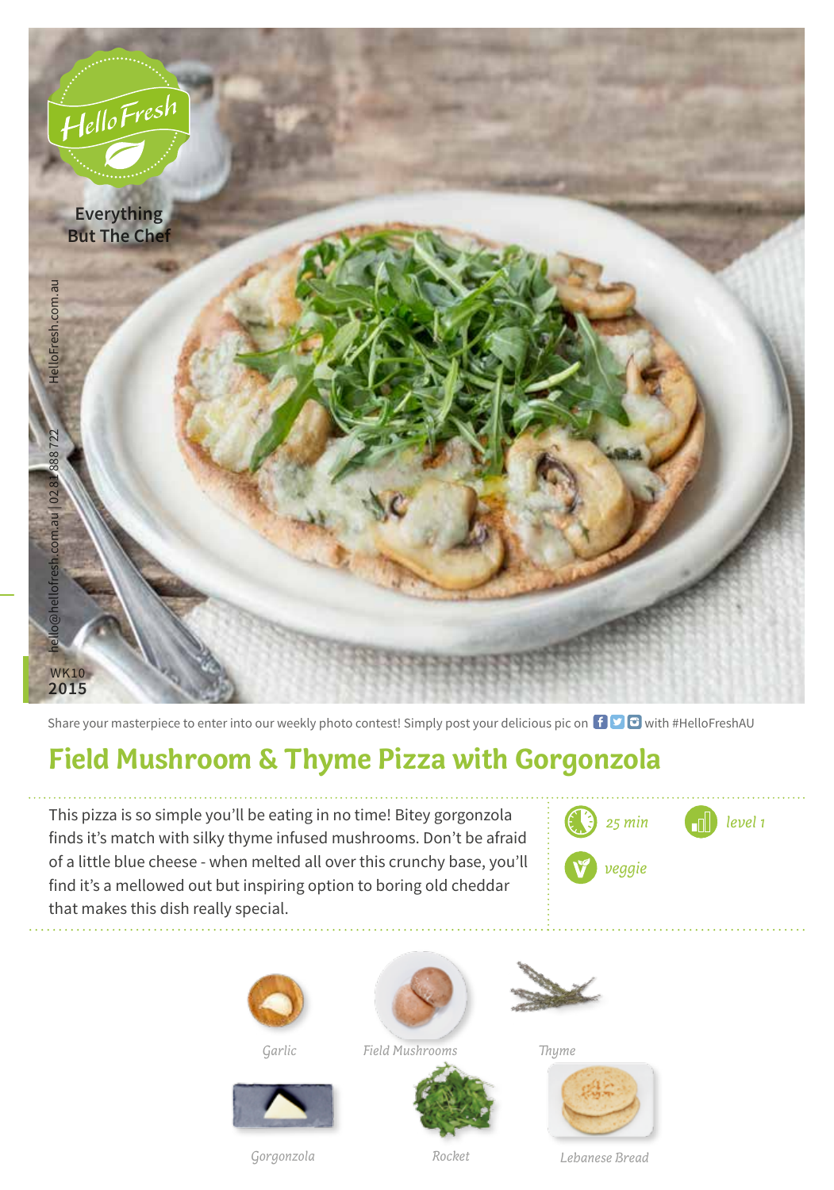HelloFresh

Everything But The Chef

HelloFresh.com.au

hello@hellofresh.com.au | 02 8188 8722

WK10 2015

Share your masterpiece to enter into our weekly photo contest! Simply post your delicious pic on with #HelloFreshAU

# Field Mushroom & Thyme Pizza with Gorgonzola

This pizza is so simple you'll be eating in no time! Bitey gorgonzola finds it's match with silky thyme infused mushrooms. Don't be afraid of a little blue cheese - when melted all over this crunchy base, you'll find it's a mellowed out but inspiring option to boring old cheddar that makes this dish really special.

*25 min*

*level 1*

*veggie*

*Garlic*

*Field Mushrooms*

*Thyme*

*Gorgonzola*

*Rocket*

*Lebanese Bread*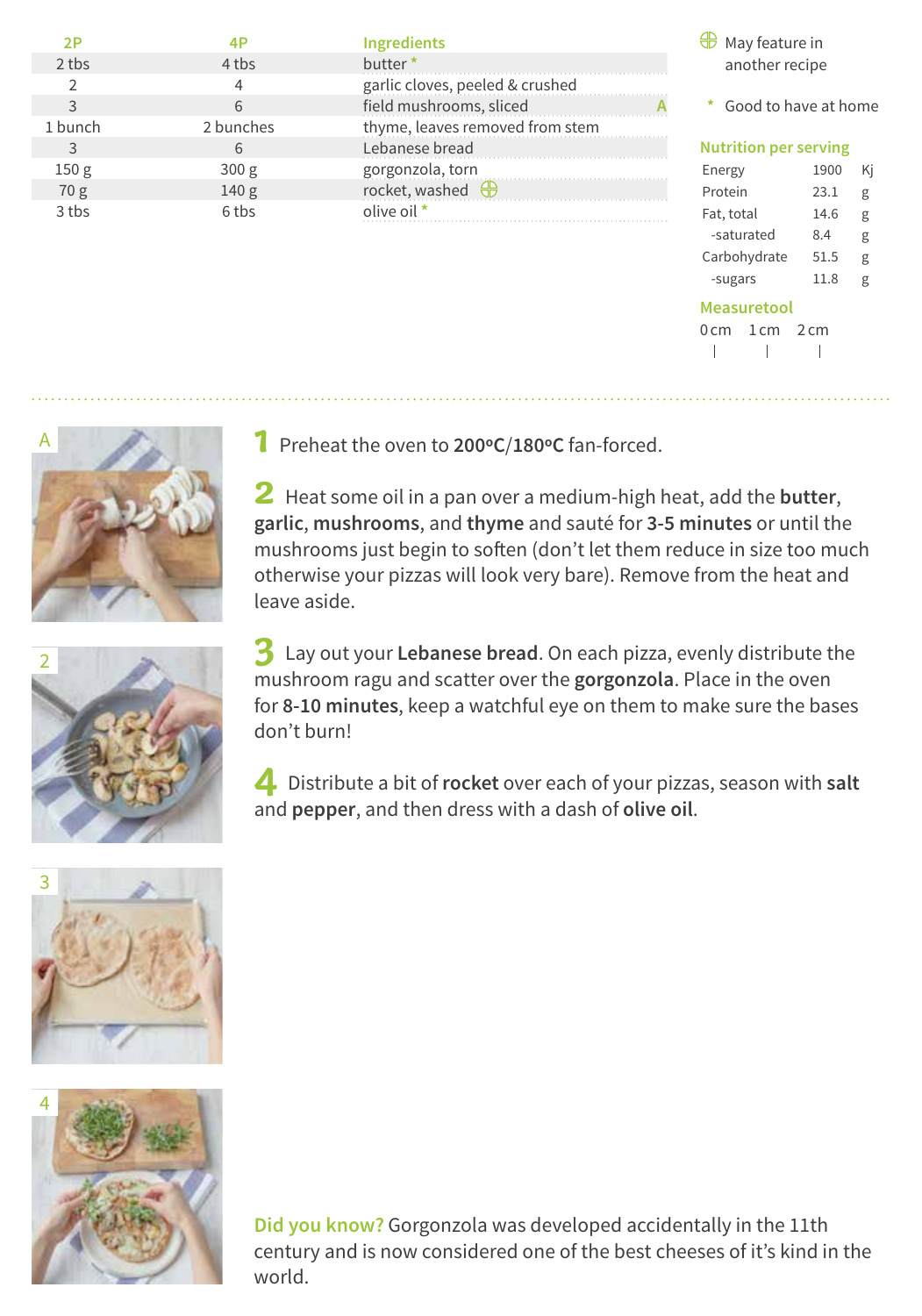| 2P | 4P | Ingredients | |
|---|---|---|---|
| 2 tbs | 4 tbs | butter * | |
| 2 | 4 | garlic cloves, peeled & crushed | |
| 3 | 6 | field mushrooms, sliced | A |
| 1 bunch | 2 bunches | thyme, leaves removed from stem | |
| 3 | 6 | Lebanese bread | |
| 150 g | 300 g | gorgonzola, torn | |
| 70 g | 140 g | rocket, washed ⊕ | |
| 3 tbs | 6 tbs | olive oil * | |

⊕ May feature in another recipe

\* Good to have at home

**Nutrition per serving**

| | | |
|---|---|---|
| Energy | 1900 | Kj |
| Protein | 23.1 | g |
| Fat, total | 14.6 | g |
| -saturated | 8.4 | g |
| Carbohydrate | 51.5 | g |
| -sugars | 11.8 | g |

**Measuretool**

0 cm 1 cm 2 cm

A

2

3

4

**1** Preheat the oven to **200ºC/180ºC** fan-forced.

**2** Heat some oil in a pan over a medium-high heat, add the **butter**, **garlic**, **mushrooms**, and **thyme** and sauté for **3-5 minutes** or until the mushrooms just begin to soften (don't let them reduce in size too much otherwise your pizzas will look very bare). Remove from the heat and leave aside.

**3** Lay out your **Lebanese bread**. On each pizza, evenly distribute the mushroom ragu and scatter over the **gorgonzola**. Place in the oven for **8-10 minutes**, keep a watchful eye on them to make sure the bases don't burn!

**4** Distribute a bit of **rocket** over each of your pizzas, season with **salt** and **pepper**, and then dress with a dash of **olive oil**.

**Did you know?** Gorgonzola was developed accidentally in the 11th century and is now considered one of the best cheeses of it's kind in the world.